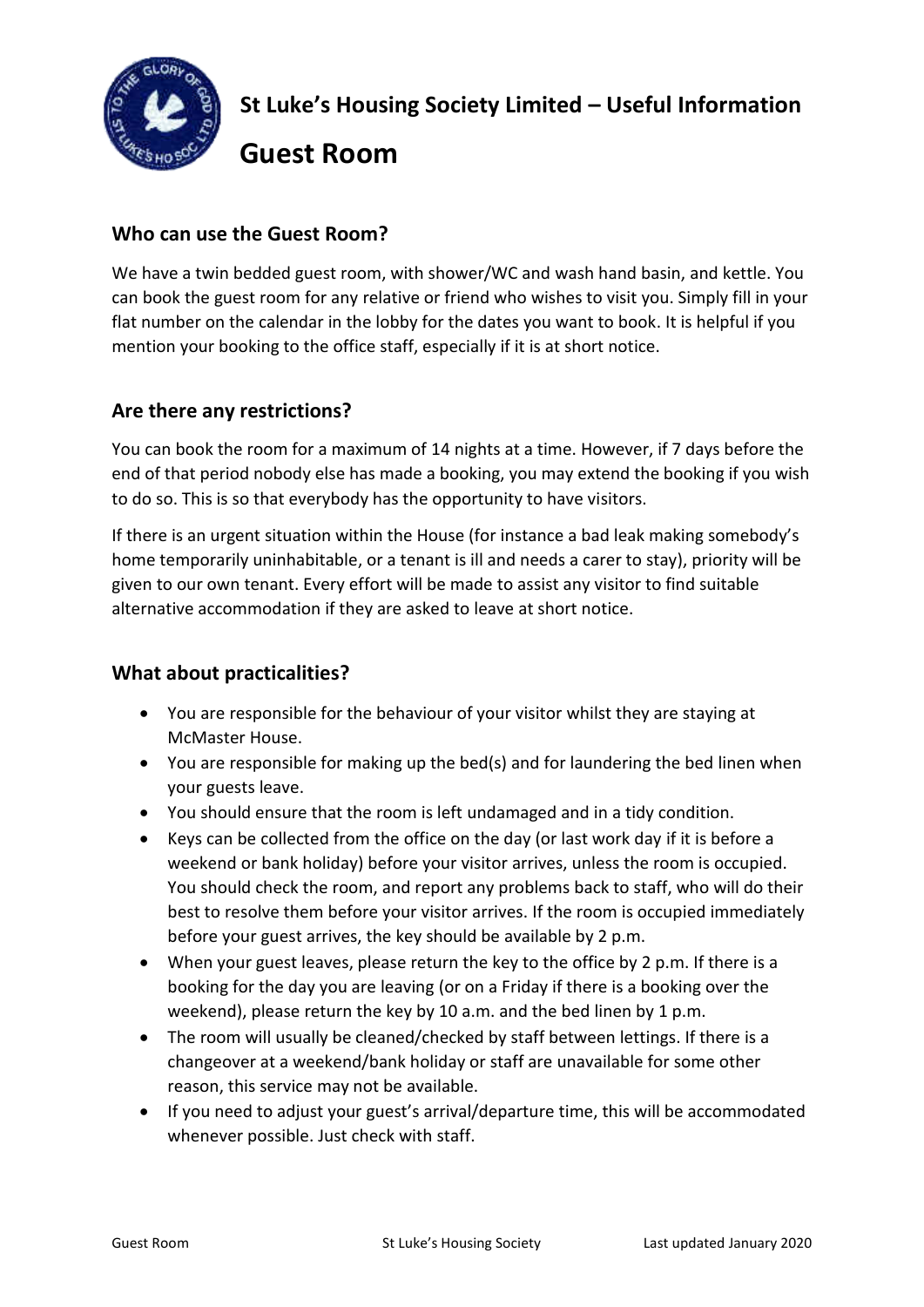# St Luke's Housing Society Limited – Useful Information

# Guest Room

## Who can use the Guest Room?

We have a twin bedded guest room, with shower/WC and wash hand basin, and kettle. You can book the guest room for any relative or friend who wishes to visit you. Simply fill in your flat number on the calendar in the lobby for the dates you want to book. It is helpful if you mention your booking to the office staff, especially if it is at short notice.

## Are there any restrictions?

You can book the room for a maximum of 14 nights at a time. However, if 7 days before the end of that period nobody else has made a booking, you may extend the booking if you wish to do so. This is so that everybody has the opportunity to have visitors.

If there is an urgent situation within the House (for instance a bad leak making somebody's home temporarily uninhabitable, or a tenant is ill and needs a carer to stay), priority will be given to our own tenant. Every effort will be made to assist any visitor to find suitable alternative accommodation if they are asked to leave at short notice.

## What about practicalities?

- You are responsible for the behaviour of your visitor whilst they are staying at McMaster House.
- You are responsible for making up the bed(s) and for laundering the bed linen when your guests leave.
- You should ensure that the room is left undamaged and in a tidy condition.
- Keys can be collected from the office on the day (or last work day if it is before a weekend or bank holiday) before your visitor arrives, unless the room is occupied. You should check the room, and report any problems back to staff, who will do their best to resolve them before your visitor arrives. If the room is occupied immediately before your guest arrives, the key should be available by 2 p.m.
- When your guest leaves, please return the key to the office by 2 p.m. If there is a booking for the day you are leaving (or on a Friday if there is a booking over the weekend), please return the key by 10 a.m. and the bed linen by 1 p.m.
- The room will usually be cleaned/checked by staff between lettings. If there is a changeover at a weekend/bank holiday or staff are unavailable for some other reason, this service may not be available.
- If you need to adjust your guest's arrival/departure time, this will be accommodated whenever possible. Just check with staff.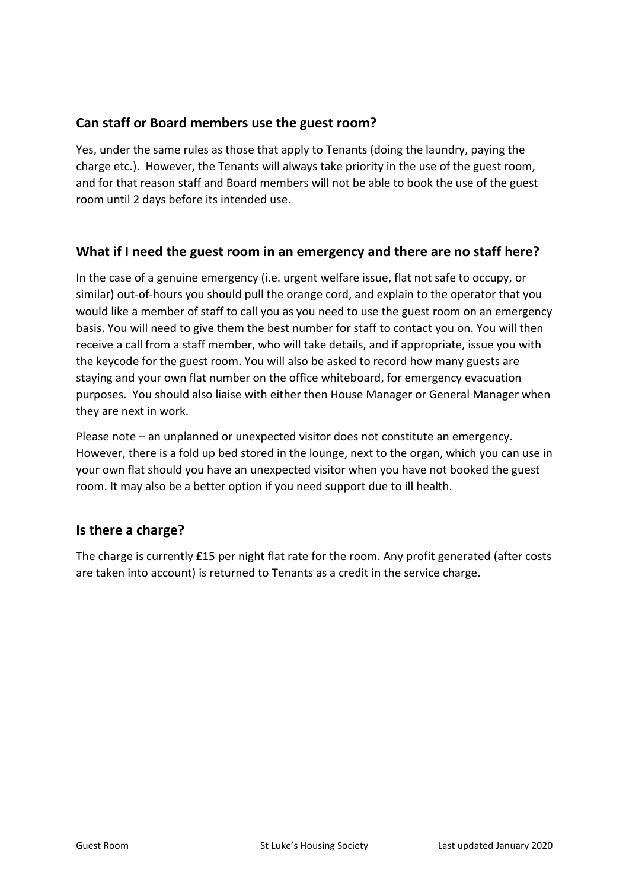## Can staff or Board members use the guest room?

Yes, under the same rules as those that apply to Tenants (doing the laundry, paying the charge etc.). However, the Tenants will always take priority in the use of the guest room, and for that reason staff and Board members will not be able to book the use of the guest room until 2 days before its intended use.

## What if I need the guest room in an emergency and there are no staff here?

In the case of a genuine emergency (i.e. urgent welfare issue, flat not safe to occupy, or similar) out-of-hours you should pull the orange cord, and explain to the operator that you would like a member of staff to call you as you need to use the guest room on an emergency basis. You will need to give them the best number for staff to contact you on. You will then receive a call from a staff member, who will take details, and if appropriate, issue you with the keycode for the guest room. You will also be asked to record how many guests are staying and your own flat number on the office whiteboard, for emergency evacuation purposes. You should also liaise with either then House Manager or General Manager when they are next in work.

Please note – an unplanned or unexpected visitor does not constitute an emergency. However, there is a fold up bed stored in the lounge, next to the organ, which you can use in your own flat should you have an unexpected visitor when you have not booked the guest room. It may also be a better option if you need support due to ill health.

## Is there a charge?

The charge is currently £15 per night flat rate for the room. Any profit generated (after costs are taken into account) is returned to Tenants as a credit in the service charge.